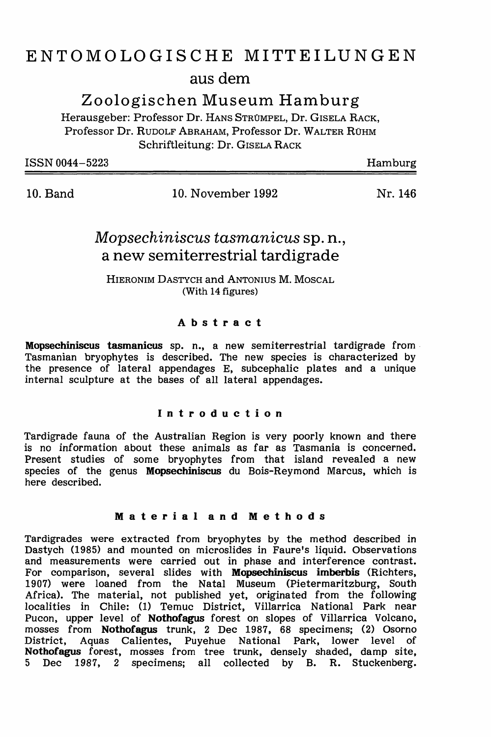# ENTOMOLOGISCHE MITTEILUNGEN

aus dem

Zoologischen Museum Hamburg

Herausgeber: Professor Dr. HANS STRÜMPEL, Dr. GISELA RACK,
Professor Dr. RUDOLF ABRAHAM, Professor Dr. WALTER RÜHM
Schriftleitung: Dr. GISELA RACK

ISSN 0044–5223 Hamburg

10. Band 10. November 1992 Nr. 146

## *Mopsechiniscus tasmanicus* sp. n., a new semiterrestrial tardigrade

HIERONIM DASTYCH and ANTONIUS M. MOSCAL
(With 14 figures)

### Abstract

**Mopsechiniscus tasmanicus** sp. n., a new semiterrestrial tardigrade from Tasmanian bryophytes is described. The new species is characterized by the presence of lateral appendages E, subcephalic plates and a unique internal sculpture at the bases of all lateral appendages.

### Introduction

Tardigrade fauna of the Australian Region is very poorly known and there is no information about these animals as far as Tasmania is concerned. Present studies of some bryophytes from that island revealed a new species of the genus **Mopsechiniscus** du Bois-Reymond Marcus, which is here described.

### Material and Methods

Tardigrades were extracted from bryophytes by the method described in Dastych (1985) and mounted on microslides in Faure's liquid. Observations and measurements were carried out in phase and interference contrast. For comparison, several slides with **Mopsechiniscus imberbis** (Richters, 1907) were loaned from the Natal Museum (Pietermaritzburg, South Africa). The material, not published yet, originated from the following localities in Chile: (1) Temuc District, Villarrica National Park near Pucon, upper level of **Nothofagus** forest on slopes of Villarrica Volcano, mosses from **Nothofagus** trunk, 2 Dec 1987, 68 specimens; (2) Osorno District, Aquas Calientes, Puyehue National Park, lower level of **Nothofagus** forest, mosses from tree trunk, densely shaded, damp site, 5 Dec 1987, 2 specimens; all collected by B. R. Stuckenberg.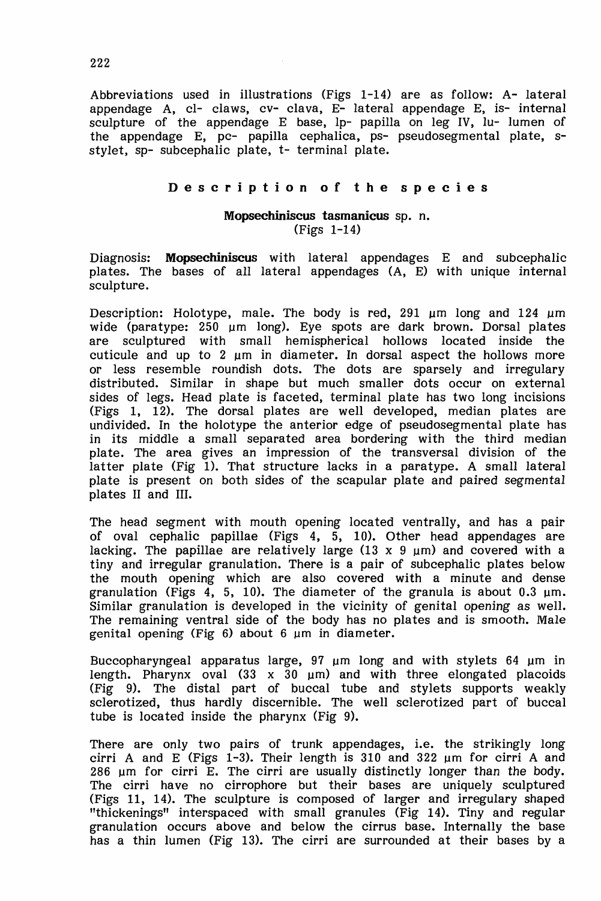Abbreviations used in illustrations (Figs 1-14) are as follow: A- lateral appendage A, cl- claws, cv- clava, E- lateral appendage E, is- internal sculpture of the appendage E base, lp- papilla on leg IV, lu- lumen of the appendage E, pc- papilla cephalica, ps- pseudosegmental plate, s- stylet, sp- subcephalic plate, t- terminal plate.

## Description of the species

### **Mopsechiniscus tasmanicus** sp. n.
(Figs 1-14)

Diagnosis: **Mopsechiniscus** with lateral appendages E and subcephalic plates. The bases of all lateral appendages (A, E) with unique internal sculpture.

Description: Holotype, male. The body is red, 291 µm long and 124 µm wide (paratype: 250 µm long). Eye spots are dark brown. Dorsal plates are sculptured with small hemispherical hollows located inside the cuticule and up to 2 µm in diameter. In dorsal aspect the hollows more or less resemble roundish dots. The dots are sparsely and irregulary distributed. Similar in shape but much smaller dots occur on external sides of legs. Head plate is faceted, terminal plate has two long incisions (Figs 1, 12). The dorsal plates are well developed, median plates are undivided. In the holotype the anterior edge of pseudosegmental plate has in its middle a small separated area bordering with the third median plate. The area gives an impression of the transversal division of the latter plate (Fig 1). That structure lacks in a paratype. A small lateral plate is present on both sides of the scapular plate and paired segmental plates II and III.

The head segment with mouth opening located ventrally, and has a pair of oval cephalic papillae (Figs 4, 5, 10). Other head appendages are lacking. The papillae are relatively large (13 x 9 µm) and covered with a tiny and irregular granulation. There is a pair of subcephalic plates below the mouth opening which are also covered with a minute and dense granulation (Figs 4, 5, 10). The diameter of the granula is about 0.3 µm. Similar granulation is developed in the vicinity of genital opening as well. The remaining ventral side of the body has no plates and is smooth. Male genital opening (Fig 6) about 6 µm in diameter.

Buccopharyngeal apparatus large, 97 µm long and with stylets 64 µm in length. Pharynx oval (33 x 30 µm) and with three elongated placoids (Fig 9). The distal part of buccal tube and stylets supports weakly sclerotized, thus hardly discernible. The well sclerotized part of buccal tube is located inside the pharynx (Fig 9).

There are only two pairs of trunk appendages, i.e. the strikingly long cirri A and E (Figs 1-3). Their length is 310 and 322 µm for cirri A and 286 µm for cirri E. The cirri are usually distinctly longer than the body. The cirri have no cirrophore but their bases are uniquely sculptured (Figs 11, 14). The sculpture is composed of larger and irregulary shaped "thickenings" interspaced with small granules (Fig 14). Tiny and regular granulation occurs above and below the cirrus base. Internally the base has a thin lumen (Fig 13). The cirri are surrounded at their bases by a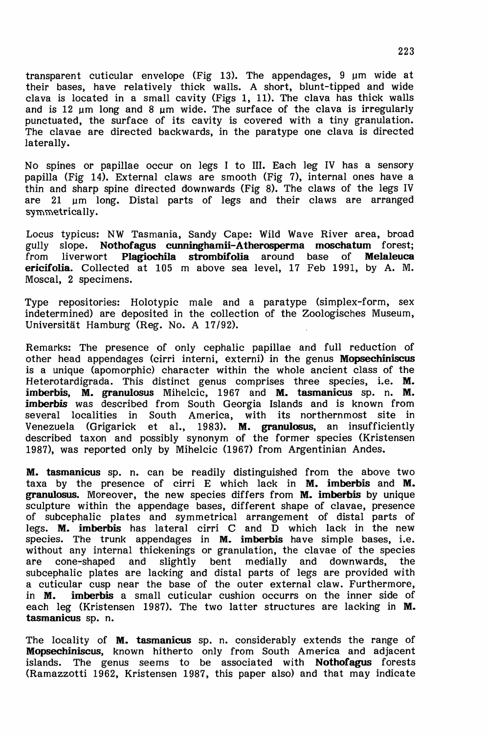transparent cuticular envelope (Fig 13). The appendages, 9 µm wide at their bases, have relatively thick walls. A short, blunt-tipped and wide clava is located in a small cavity (Figs 1, 11). The clava has thick walls and is 12 µm long and 8 µm wide. The surface of the clava is irregularly punctuated, the surface of its cavity is covered with a tiny granulation. The clavae are directed backwards, in the paratype one clava is directed laterally.

No spines or papillae occur on legs I to III. Each leg IV has a sensory papilla (Fig 14). External claws are smooth (Fig 7), internal ones have a thin and sharp spine directed downwards (Fig 8). The claws of the legs IV are 21 µm long. Distal parts of legs and their claws are arranged symmetrically.

Locus typicus: NW Tasmania, Sandy Cape: Wild Wave River area, broad gully slope. **Nothofagus cunninghamii-Atherosperma moschatum** forest; from liverwort **Plagiochila strombifolia** around base of **Melaleuca ericifolia**. Collected at 105 m above sea level, 17 Feb 1991, by A. M. Moscal, 2 specimens.

Type repositories: Holotypic male and a paratype (simplex-form, sex indetermined) are deposited in the collection of the Zoologisches Museum, Universität Hamburg (Reg. No. A 17/92).

Remarks: The presence of only cephalic papillae and full reduction of other head appendages (cirri interni, externi) in the genus **Mopsechiniscus** is a unique (apomorphic) character within the whole ancient class of the Heterotardigrada. This distinct genus comprises three species, i.e. **M. imberbis**, **M. granulosus** Mihelcic, 1967 and **M. tasmanicus** sp. n. **M. imberbis** was described from South Georgia Islands and is known from several localities in South America, with its northernmost site in Venezuela (Grigarick et al., 1983). **M. granulosus**, an insufficiently described taxon and possibly synonym of the former species (Kristensen 1987), was reported only by Mihelcic (1967) from Argentinian Andes.

**M. tasmanicus** sp. n. can be readily distinguished from the above two taxa by the presence of cirri E which lack in **M. imberbis** and **M. granulosus.** Moreover, the new species differs from **M. imberbis** by unique sculpture within the appendage bases, different shape of clavae, presence of subcephalic plates and symmetrical arrangement of distal parts of legs. **M. imberbis** has lateral cirri C and D which lack in the new species. The trunk appendages in **M. imberbis** have simple bases, i.e. without any internal thickenings or granulation, the clavae of the species are cone-shaped and slightly bent medially and downwards, the subcephalic plates are lacking and distal parts of legs are provided with a cuticular cusp near the base of the outer external claw. Furthermore, in **M. imberbis** a small cuticular cushion occurrs on the inner side of each leg (Kristensen 1987). The two latter structures are lacking in **M. tasmanicus** sp. n.

The locality of **M. tasmanicus** sp. n. considerably extends the range of **Mopsechiniscus**, known hitherto only from South America and adjacent islands. The genus seems to be associated with **Nothofagus** forests (Ramazzotti 1962, Kristensen 1987, this paper also) and that may indicate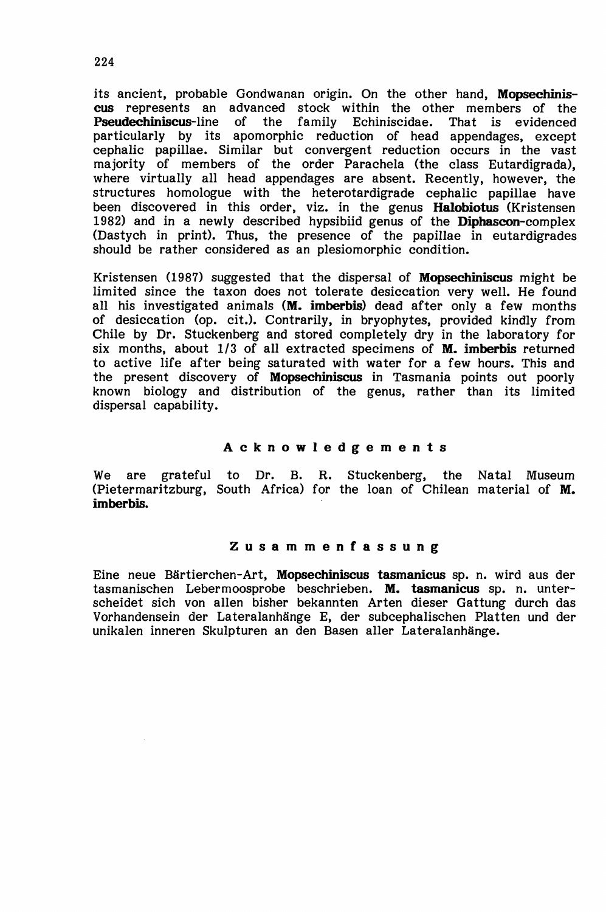its ancient, probable Gondwanan origin. On the other hand, **Mopsechiniscus** represents an advanced stock within the other members of the **Pseudechiniscus**-line of the family Echiniscidae. That is evidenced particularly by its apomorphic reduction of head appendages, except cephalic papillae. Similar but convergent reduction occurs in the vast majority of members of the order Parachela (the class Eutardigrada), where virtually all head appendages are absent. Recently, however, the structures homologue with the heterotardigrade cephalic papillae have been discovered in this order, viz. in the genus **Halobiotus** (Kristensen 1982) and in a newly described hypsibiid genus of the **Diphascon**-complex (Dastych in print). Thus, the presence of the papillae in eutardigrades should be rather considered as an plesiomorphic condition.

Kristensen (1987) suggested that the dispersal of **Mopsechiniscus** might be limited since the taxon does not tolerate desiccation very well. He found all his investigated animals (**M. imberbis**) dead after only a few months of desiccation (op. cit.). Contrarily, in bryophytes, provided kindly from Chile by Dr. Stuckenberg and stored completely dry in the laboratory for six months, about 1/3 of all extracted specimens of **M. imberbis** returned to active life after being saturated with water for a few hours. This and the present discovery of **Mopsechiniscus** in Tasmania points out poorly known biology and distribution of the genus, rather than its limited dispersal capability.

## Acknowledgements

We are grateful to Dr. B. R. Stuckenberg, the Natal Museum (Pietermaritzburg, South Africa) for the loan of Chilean material of **M. imberbis.**

## Zusammenfassung

Eine neue Bärtierchen-Art, **Mopsechiniscus tasmanicus** sp. n. wird aus der tasmanischen Lebermoosprobe beschrieben. **M. tasmanicus** sp. n. unterscheidet sich von allen bisher bekannten Arten dieser Gattung durch das Vorhandensein der Lateralanhänge E, der subcephalischen Platten und der unikalen inneren Skulpturen an den Basen aller Lateralanhänge.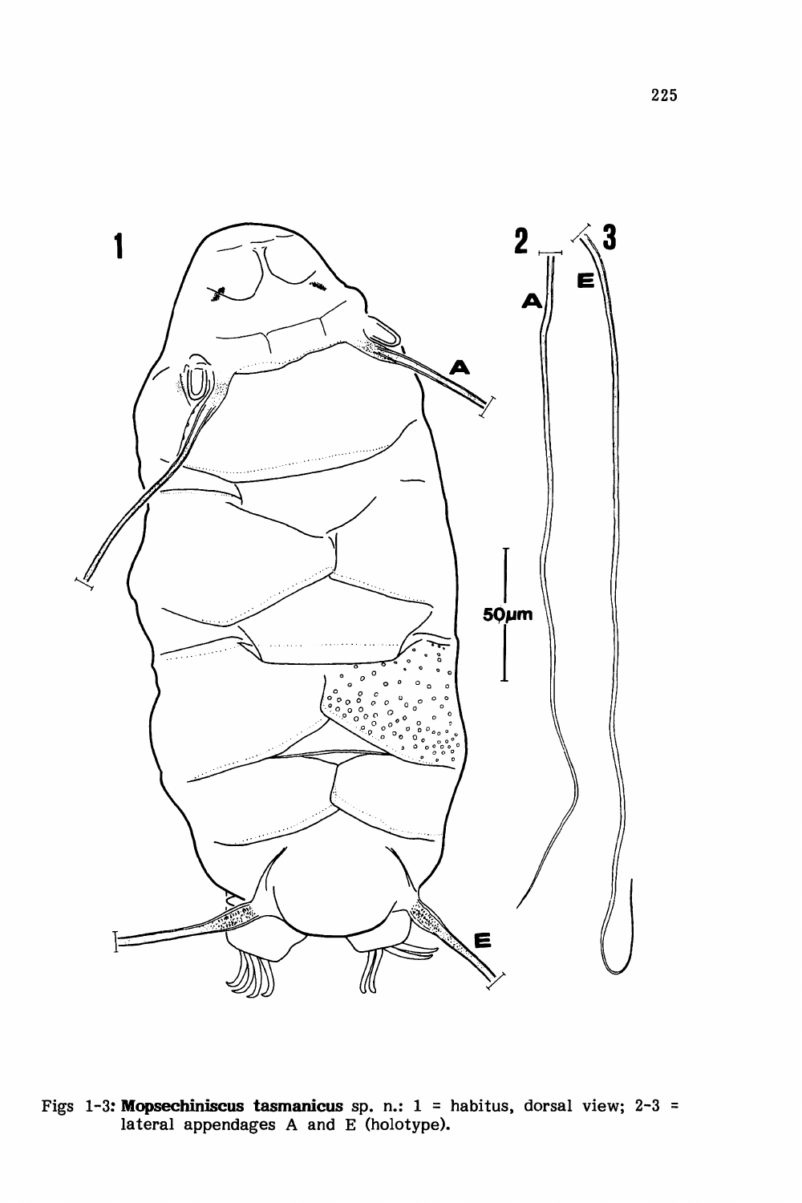Figs 1-3: **Mopsechiniscus tasmanicus** sp. n.: 1 = habitus, dorsal view; 2-3 = lateral appendages A and E (holotype).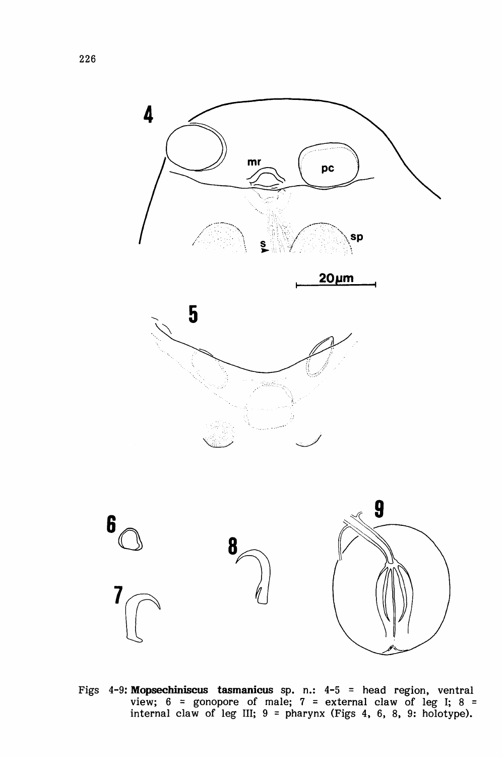Figs 4-9: **Mopsechiniscus tasmanicus** sp. n.: 4-5 = head region, ventral view; 6 = gonopore of male; 7 = external claw of leg I; 8 = internal claw of leg III; 9 = pharynx (Figs 4, 6, 8, 9: holotype).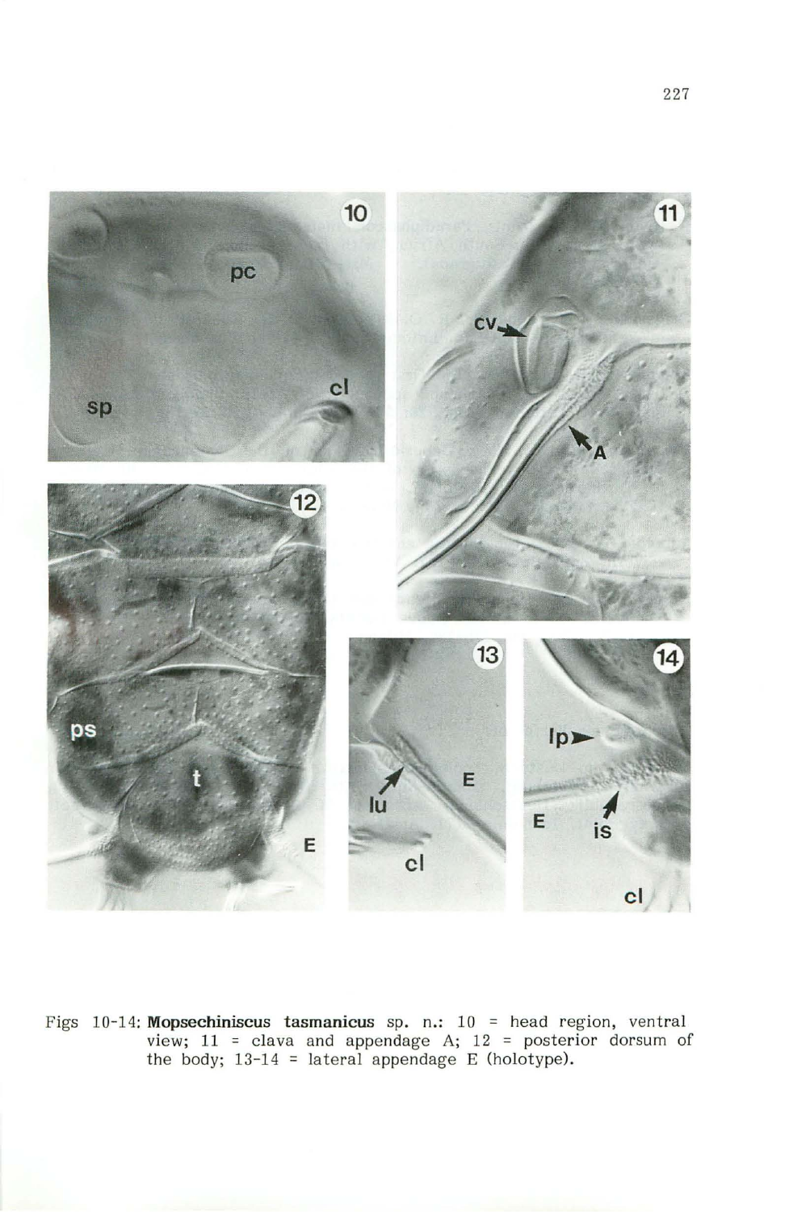Figs 10-14: **Mopsechiniscus tasmanicus** sp. n.: 10 = head region, ventral view; 11 = clava and appendage A; 12 = posterior dorsum of the body; 13-14 = lateral appendage E (holotype).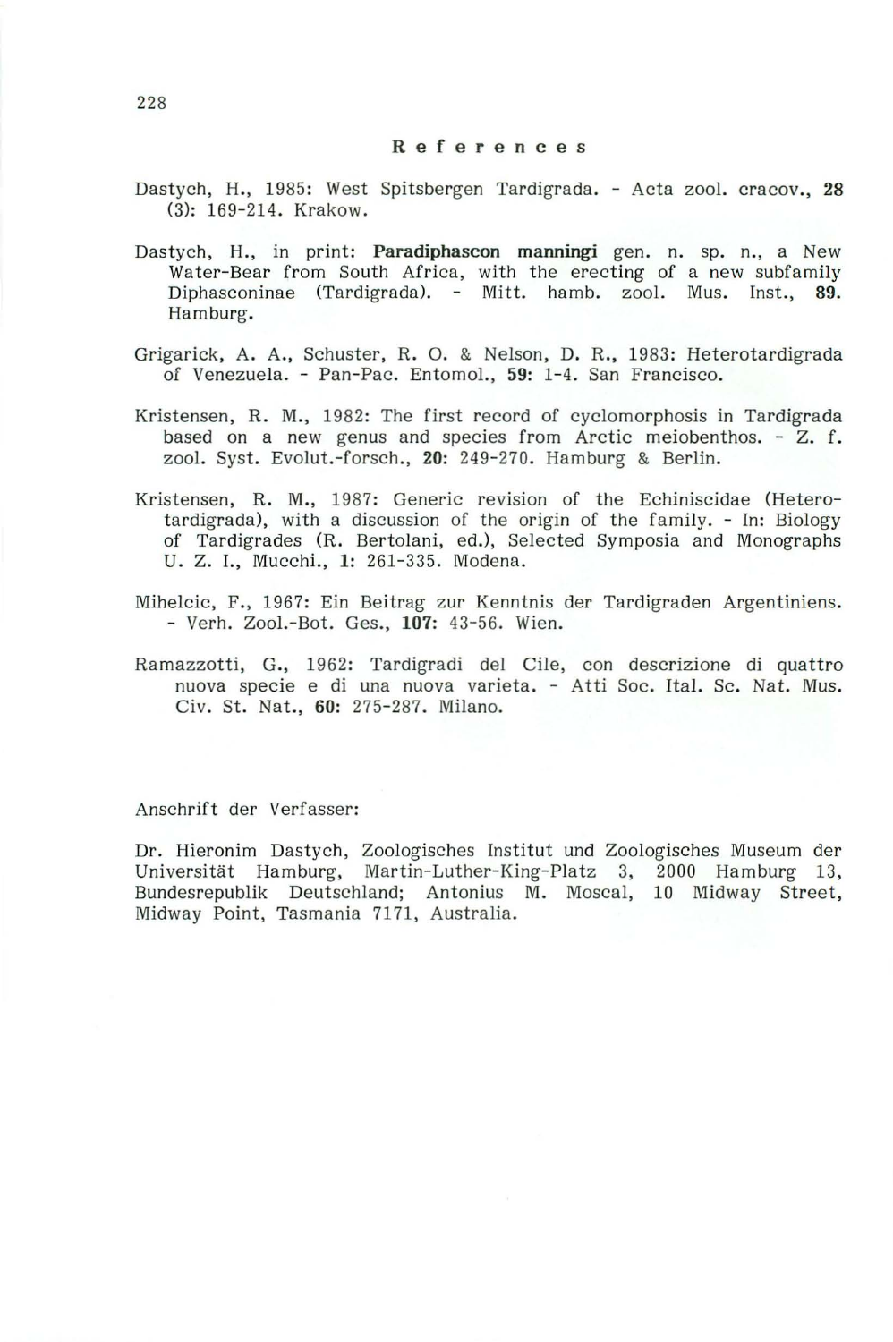## References

Dastych, H., 1985: West Spitsbergen Tardigrada. - Acta zool. cracov., **28** (3): 169-214. Krakow.

Dastych, H., in print: **Paradiphascon manningi** gen. n. sp. n., a New Water-Bear from South Africa, with the erecting of a new subfamily Diphasconinae (Tardigrada). - Mitt. hamb. zool. Mus. Inst., **89**. Hamburg.

Grigarick, A. A., Schuster, R. O. & Nelson, D. R., 1983: Heterotardigrada of Venezuela. - Pan-Pac. Entomol., **59**: 1-4. San Francisco.

Kristensen, R. M., 1982: The first record of cyclomorphosis in Tardigrada based on a new genus and species from Arctic meiobenthos. - Z. f. zool. Syst. Evolut.-forsch., **20**: 249-270. Hamburg & Berlin.

Kristensen, R. M., 1987: Generic revision of the Echiniscidae (Heterotardigrada), with a discussion of the origin of the family. - In: Biology of Tardigrades (R. Bertolani, ed.), Selected Symposia and Monographs U. Z. I., Mucchi., **1**: 261-335. Modena.

Mihelcic, F., 1967: Ein Beitrag zur Kenntnis der Tardigraden Argentiniens. - Verh. Zool.-Bot. Ges., **107**: 43-56. Wien.

Ramazzotti, G., 1962: Tardigradi del Cile, con descrizione di quattro nuova specie e di una nuova varieta. - Atti Soc. Ital. Sc. Nat. Mus. Civ. St. Nat., **60**: 275-287. Milano.

Anschrift der Verfasser:

Dr. Hieronim Dastych, Zoologisches Institut und Zoologisches Museum der Universität Hamburg, Martin-Luther-King-Platz 3, 2000 Hamburg 13, Bundesrepublik Deutschland; Antonius M. Moscal, 10 Midway Street, Midway Point, Tasmania 7171, Australia.